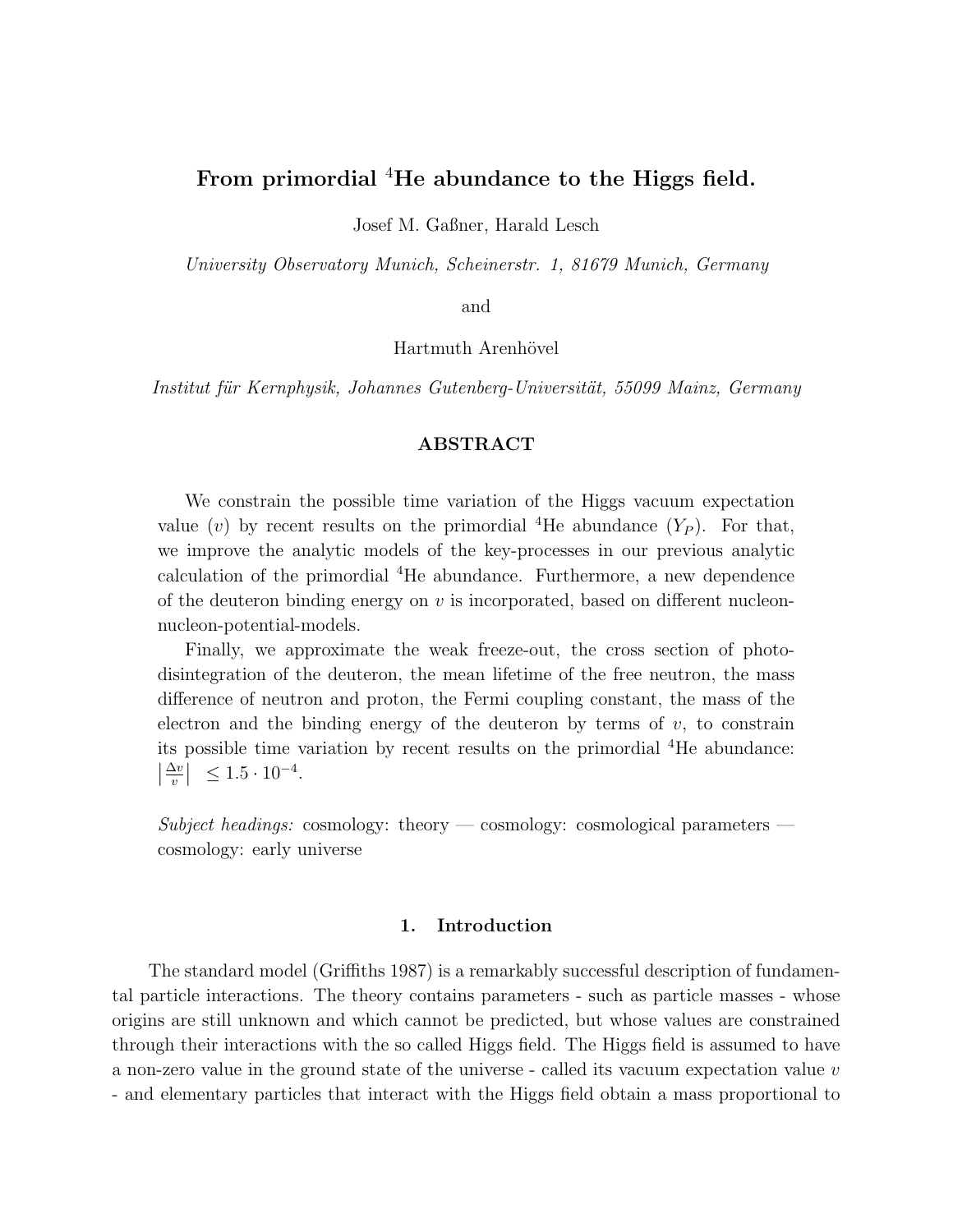# From primordial $^4$He abundance to the Higgs field.

Josef M. Gaßner, Harald Lesch

*University Observatory Munich, Scheinerstr. 1, 81679 Munich, Germany*

and

Hartmuth Arenhövel

*Institut für Kernphysik, Johannes Gutenberg-Universität, 55099 Mainz, Germany*

## ABSTRACT

We constrain the possible time variation of the Higgs vacuum expectation value ($v$) by recent results on the primordial $^4$He abundance ($Y_P$). For that, we improve the analytic models of the key-processes in our previous analytic calculation of the primordial $^4$He abundance. Furthermore, a new dependence of the deuteron binding energy on $v$ is incorporated, based on different nucleon-nucleon-potential-models.

Finally, we approximate the weak freeze-out, the cross section of photo-disintegration of the deuteron, the mean lifetime of the free neutron, the mass difference of neutron and proton, the Fermi coupling constant, the mass of the electron and the binding energy of the deuteron by terms of $v$, to constrain its possible time variation by recent results on the primordial $^4$He abundance: $\left|\frac{\Delta v}{v}\right| \leq 1.5 \cdot 10^{-4}$.

*Subject headings:* cosmology: theory — cosmology: cosmological parameters — cosmology: early universe

## 1. Introduction

The standard model (Griffiths 1987) is a remarkably successful description of fundamental particle interactions. The theory contains parameters - such as particle masses - whose origins are still unknown and which cannot be predicted, but whose values are constrained through their interactions with the so called Higgs field. The Higgs field is assumed to have a non-zero value in the ground state of the universe - called its vacuum expectation value $v$ - and elementary particles that interact with the Higgs field obtain a mass proportional to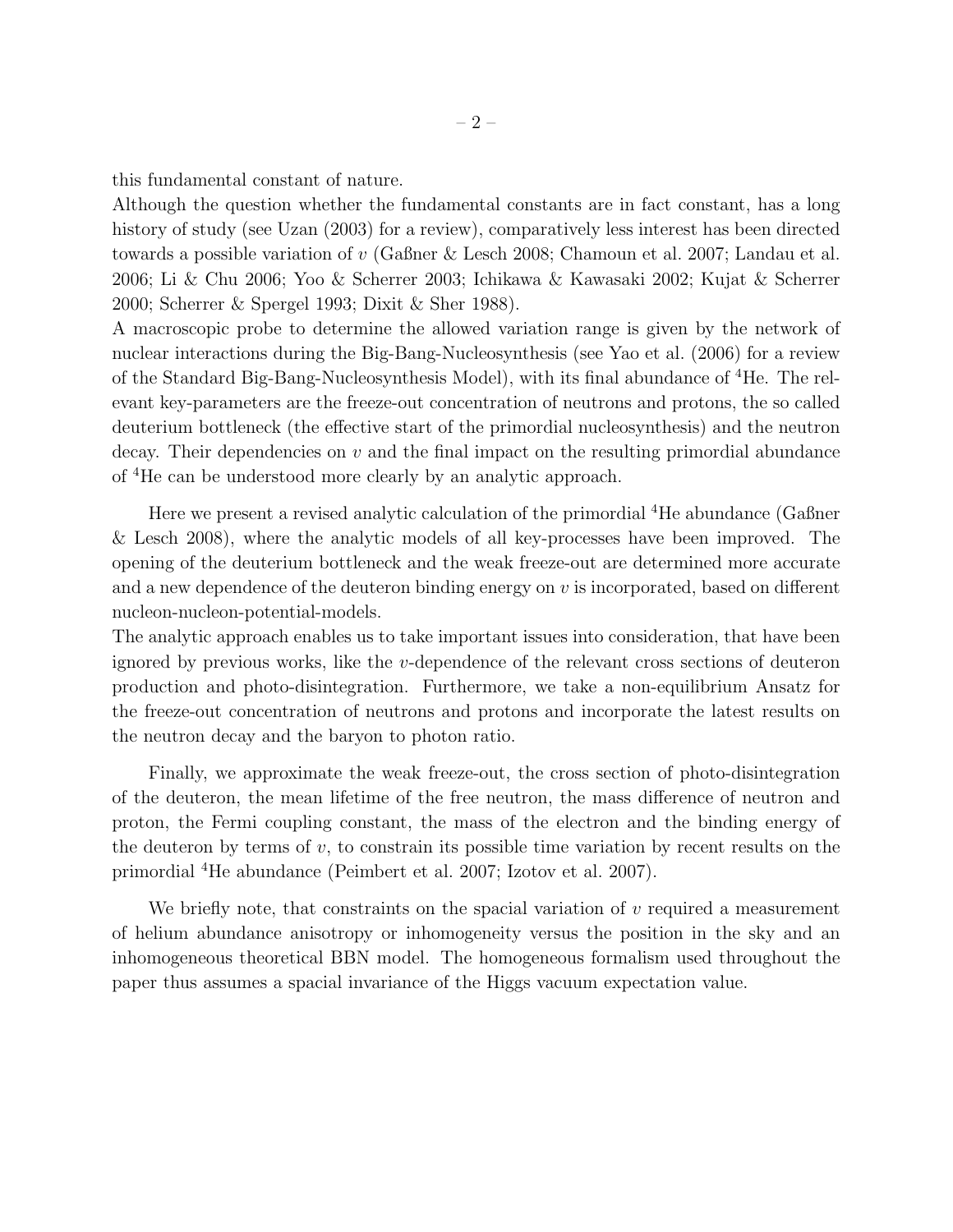this fundamental constant of nature.

Although the question whether the fundamental constants are in fact constant, has a long history of study (see Uzan (2003) for a review), comparatively less interest has been directed towards a possible variation of $v$ (Gaßner & Lesch 2008; Chamoun et al. 2007; Landau et al. 2006; Li & Chu 2006; Yoo & Scherrer 2003; Ichikawa & Kawasaki 2002; Kujat & Scherrer 2000; Scherrer & Spergel 1993; Dixit & Sher 1988).

A macroscopic probe to determine the allowed variation range is given by the network of nuclear interactions during the Big-Bang-Nucleosynthesis (see Yao et al. (2006) for a review of the Standard Big-Bang-Nucleosynthesis Model), with its final abundance of $^4$He. The relevant key-parameters are the freeze-out concentration of neutrons and protons, the so called deuterium bottleneck (the effective start of the primordial nucleosynthesis) and the neutron decay. Their dependencies on $v$ and the final impact on the resulting primordial abundance of $^4$He can be understood more clearly by an analytic approach.

Here we present a revised analytic calculation of the primordial $^4$He abundance (Gaßner & Lesch 2008), where the analytic models of all key-processes have been improved. The opening of the deuterium bottleneck and the weak freeze-out are determined more accurate and a new dependence of the deuteron binding energy on $v$ is incorporated, based on different nucleon-nucleon-potential-models.

The analytic approach enables us to take important issues into consideration, that have been ignored by previous works, like the $v$-dependence of the relevant cross sections of deuteron production and photo-disintegration. Furthermore, we take a non-equilibrium Ansatz for the freeze-out concentration of neutrons and protons and incorporate the latest results on the neutron decay and the baryon to photon ratio.

Finally, we approximate the weak freeze-out, the cross section of photo-disintegration of the deuteron, the mean lifetime of the free neutron, the mass difference of neutron and proton, the Fermi coupling constant, the mass of the electron and the binding energy of the deuteron by terms of $v$, to constrain its possible time variation by recent results on the primordial $^4$He abundance (Peimbert et al. 2007; Izotov et al. 2007).

We briefly note, that constraints on the spacial variation of $v$ required a measurement of helium abundance anisotropy or inhomogeneity versus the position in the sky and an inhomogeneous theoretical BBN model. The homogeneous formalism used throughout the paper thus assumes a spacial invariance of the Higgs vacuum expectation value.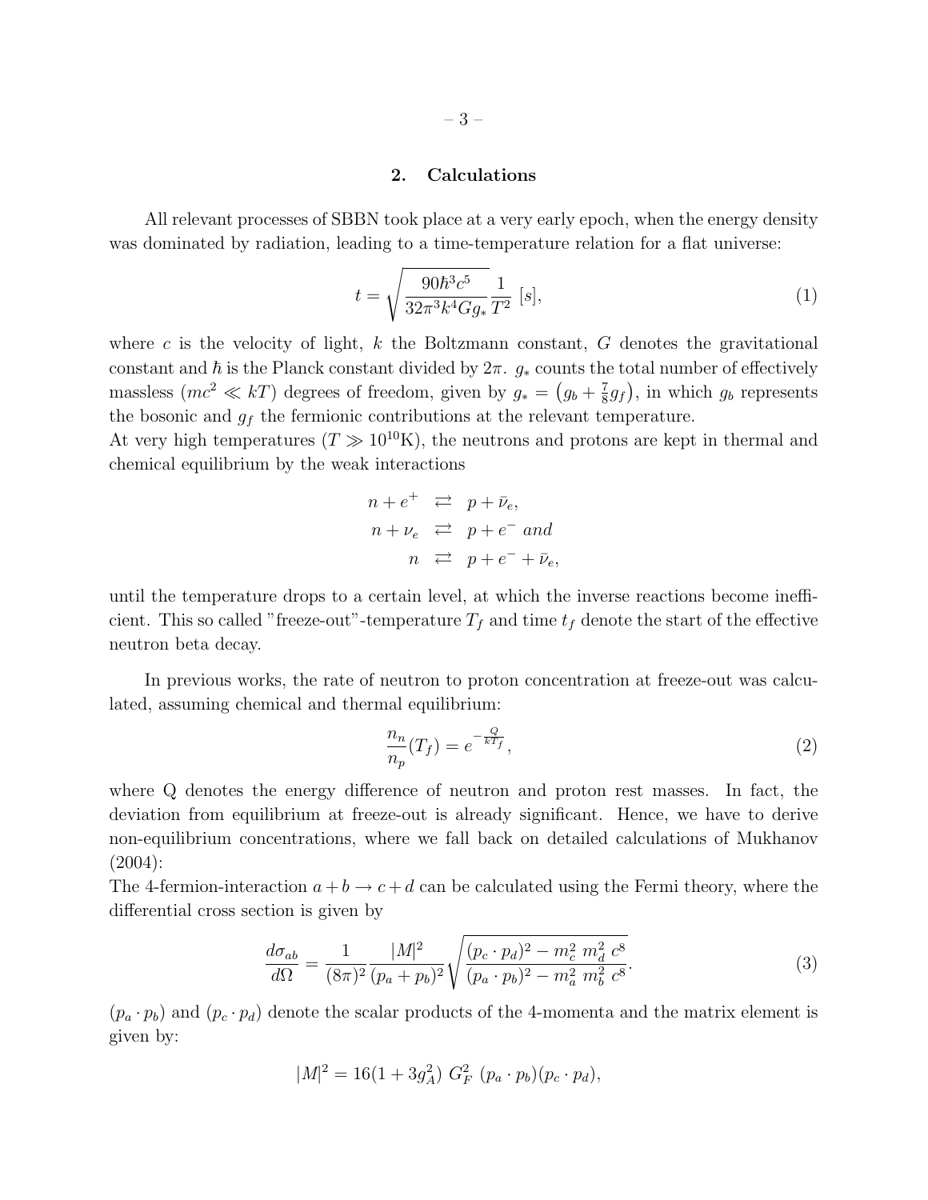## 2. Calculations

All relevant processes of SBBN took place at a very early epoch, when the energy density was dominated by radiation, leading to a time-temperature relation for a flat universe:

$$t = \sqrt{\frac{90\hbar^3 c^5}{32\pi^3 k^4 G g_*}} \frac{1}{T^2} \ [s], \tag{1}$$

where $c$ is the velocity of light, $k$ the Boltzmann constant, $G$ denotes the gravitational constant and $\hbar$ is the Planck constant divided by $2\pi$. $g_*$ counts the total number of effectively massless ($mc^2 \ll kT$) degrees of freedom, given by $g_* = \left(g_b + \frac{7}{8} g_f\right)$, in which $g_b$ represents the bosonic and $g_f$ the fermionic contributions at the relevant temperature.

At very high temperatures ($T \gg 10^{10}$K), the neutrons and protons are kept in thermal and chemical equilibrium by the weak interactions

$$\begin{aligned} n + e^+ &\rightleftarrows p + \bar{\nu}_e, \\ n + \nu_e &\rightleftarrows p + e^- \ and \\ n &\rightleftarrows p + e^- + \bar{\nu}_e, \end{aligned}$$

until the temperature drops to a certain level, at which the inverse reactions become inefficient. This so called "freeze-out"-temperature $T_f$ and time $t_f$ denote the start of the effective neutron beta decay.

In previous works, the rate of neutron to proton concentration at freeze-out was calculated, assuming chemical and thermal equilibrium:

$$\frac{n_n}{n_p}(T_f) = e^{-\frac{Q}{kT_f}}, \tag{2}$$

where Q denotes the energy difference of neutron and proton rest masses. In fact, the deviation from equilibrium at freeze-out is already significant. Hence, we have to derive non-equilibrium concentrations, where we fall back on detailed calculations of Mukhanov (2004):

The 4-fermion-interaction $a + b \rightarrow c + d$ can be calculated using the Fermi theory, where the differential cross section is given by

$$\frac{d\sigma_{ab}}{d\Omega} = \frac{1}{(8\pi)^2} \frac{|M|^2}{(p_a + p_b)^2} \sqrt{\frac{(p_c \cdot p_d)^2 - m_c^2 \ m_d^2 \ c^8}{(p_a \cdot p_b)^2 - m_a^2 \ m_b^2 \ c^8}}. \tag{3}$$

$(p_a \cdot p_b)$ and $(p_c \cdot p_d)$ denote the scalar products of the 4-momenta and the matrix element is given by:

$$|M|^2 = 16(1 + 3g_A^2) \ G_F^2 \ (p_a \cdot p_b)(p_c \cdot p_d),$$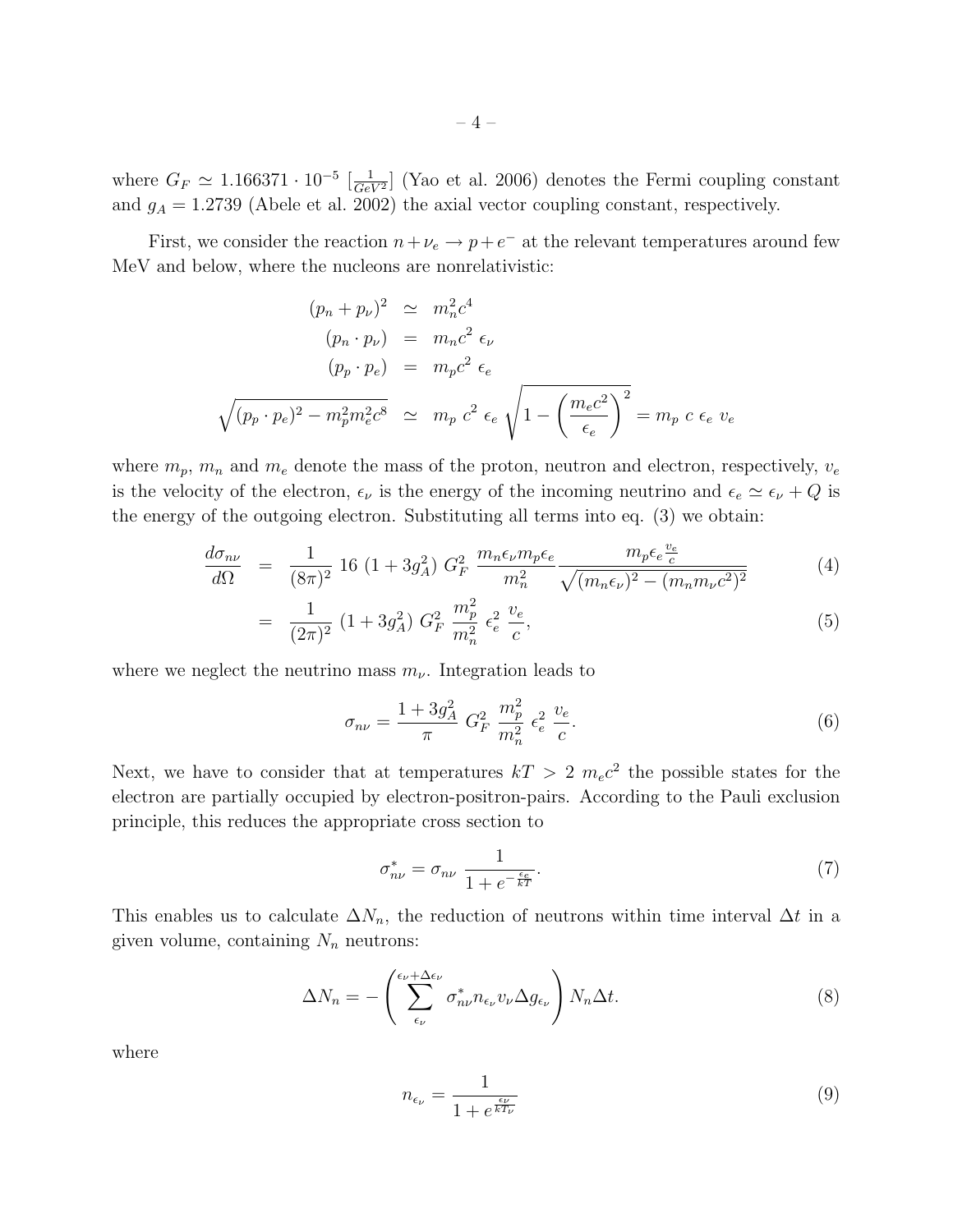where $G_F \simeq 1.166371 \cdot 10^{-5}$ $[\frac{1}{GeV^2}]$ (Yao et al. 2006) denotes the Fermi coupling constant and $g_A = 1.2739$ (Abele et al. 2002) the axial vector coupling constant, respectively.

First, we consider the reaction $n + \nu_e \rightarrow p + e^-$ at the relevant temperatures around few MeV and below, where the nucleons are nonrelativistic:

$$
\begin{aligned}
(p_n + p_\nu)^2 &\simeq m_n^2 c^4 \\
(p_n \cdot p_\nu) &= m_n c^2 \ \epsilon_\nu \\
(p_p \cdot p_e) &= m_p c^2 \ \epsilon_e \\
\sqrt{(p_p \cdot p_e)^2 - m_p^2 m_e^2 c^8} &\simeq m_p \ c^2 \ \epsilon_e \sqrt{1 - \left(\frac{m_e c^2}{\epsilon_e}\right)^2} = m_p \ c \ \epsilon_e \ v_e
\end{aligned}
$$

where $m_p$, $m_n$ and $m_e$ denote the mass of the proton, neutron and electron, respectively, $v_e$ is the velocity of the electron, $\epsilon_\nu$ is the energy of the incoming neutrino and $\epsilon_e \simeq \epsilon_\nu + Q$ is the energy of the outgoing electron. Substituting all terms into eq. (3) we obtain:

$$
\begin{aligned}
\frac{d\sigma_{n\nu}}{d\Omega} &= \frac{1}{(8\pi)^2} \ 16 \ (1 + 3g_A^2) \ G_F^2 \ \frac{m_n \epsilon_\nu m_p \epsilon_e}{m_n^2} \frac{m_p \epsilon_e \frac{v_e}{c}}{\sqrt{(m_n \epsilon_\nu)^2 - (m_n m_\nu c^2)^2}} && (4) \\
&= \frac{1}{(2\pi)^2} \ (1 + 3g_A^2) \ G_F^2 \ \frac{m_p^2}{m_n^2} \ \epsilon_e^2 \ \frac{v_e}{c}, && (5)
\end{aligned}
$$

where we neglect the neutrino mass $m_\nu$. Integration leads to

$$
\sigma_{n\nu} = \frac{1 + 3g_A^2}{\pi} \ G_F^2 \ \frac{m_p^2}{m_n^2} \ \epsilon_e^2 \ \frac{v_e}{c}. \tag{6}
$$

Next, we have to consider that at temperatures $kT > 2 \ m_e c^2$ the possible states for the electron are partially occupied by electron-positron-pairs. According to the Pauli exclusion principle, this reduces the appropriate cross section to

$$
\sigma_{n\nu}^* = \sigma_{n\nu} \ \frac{1}{1 + e^{-\frac{\epsilon_e}{kT}}}. \tag{7}
$$

This enables us to calculate $\Delta N_n$, the reduction of neutrons within time interval $\Delta t$ in a given volume, containing $N_n$ neutrons:

$$
\Delta N_n = -\left( \sum_{\epsilon_\nu}^{\epsilon_\nu + \Delta\epsilon_\nu} \sigma_{n\nu}^* n_{\epsilon_\nu} v_\nu \Delta g_{\epsilon_\nu} \right) N_n \Delta t. \tag{8}
$$

where

$$
n_{\epsilon_\nu} = \frac{1}{1 + e^{\frac{\epsilon_\nu}{kT_\nu}}} \tag{9}
$$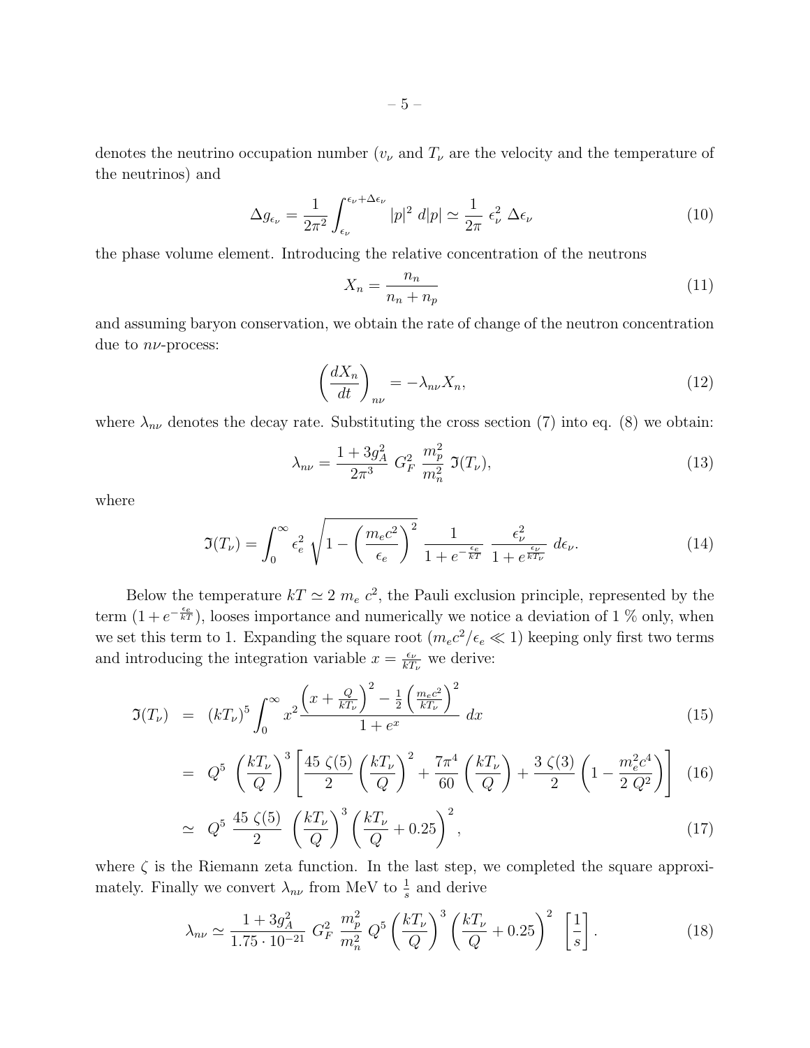denotes the neutrino occupation number ($v_\nu$ and $T_\nu$ are the velocity and the temperature of the neutrinos) and

$$\Delta g_{\epsilon_\nu} = \frac{1}{2\pi^2} \int_{\epsilon_\nu}^{\epsilon_\nu + \Delta\epsilon_\nu} |p|^2 \; d|p| \simeq \frac{1}{2\pi} \; \epsilon_\nu^2 \; \Delta\epsilon_\nu \tag{10}$$

the phase volume element. Introducing the relative concentration of the neutrons

$$X_n = \frac{n_n}{n_n + n_p} \tag{11}$$

and assuming baryon conservation, we obtain the rate of change of the neutron concentration due to $n\nu$-process:

$$\left(\frac{dX_n}{dt}\right)_{n\nu} = -\lambda_{n\nu} X_n, \tag{12}$$

where $\lambda_{n\nu}$ denotes the decay rate. Substituting the cross section (7) into eq. (8) we obtain:

$$\lambda_{n\nu} = \frac{1 + 3g_A^2}{2\pi^3} \; G_F^2 \; \frac{m_p^2}{m_n^2} \; \Im(T_\nu), \tag{13}$$

where

$$\Im(T_\nu) = \int_0^\infty \epsilon_e^2 \; \sqrt{1 - \left(\frac{m_e c^2}{\epsilon_e}\right)^2} \; \frac{1}{1 + e^{-\frac{\epsilon_e}{kT}}} \; \frac{\epsilon_\nu^2}{1 + e^{\frac{\epsilon_\nu}{kT_\nu}}} \; d\epsilon_\nu. \tag{14}$$

Below the temperature $kT \simeq 2 \; m_e \; c^2$, the Pauli exclusion principle, represented by the term $(1 + e^{-\frac{\epsilon_e}{kT}})$, looses importance and numerically we notice a deviation of 1 % only, when we set this term to 1. Expanding the square root ($m_e c^2/\epsilon_e \ll 1$) keeping only first two terms and introducing the integration variable $x = \frac{\epsilon_\nu}{kT_\nu}$ we derive:

$$\begin{aligned}
\Im(T_\nu) &= (kT_\nu)^5 \int_0^\infty x^2 \frac{\left(x + \frac{Q}{kT_\nu}\right)^2 - \frac{1}{2}\left(\frac{m_e c^2}{kT_\nu}\right)^2}{1 + e^x} \; dx & (15) \\
&= Q^5 \; \left(\frac{kT_\nu}{Q}\right)^3 \left[\frac{45 \; \zeta(5)}{2} \left(\frac{kT_\nu}{Q}\right)^2 + \frac{7\pi^4}{60} \left(\frac{kT_\nu}{Q}\right) + \frac{3 \; \zeta(3)}{2} \left(1 - \frac{m_e^2 c^4}{2 \; Q^2}\right)\right] & (16) \\
&\simeq Q^5 \; \frac{45 \; \zeta(5)}{2} \; \left(\frac{kT_\nu}{Q}\right)^3 \left(\frac{kT_\nu}{Q} + 0.25\right)^2, & (17)
\end{aligned}$$

where $\zeta$ is the Riemann zeta function. In the last step, we completed the square approximately. Finally we convert $\lambda_{n\nu}$ from MeV to $\frac{1}{s}$ and derive

$$\lambda_{n\nu} \simeq \frac{1 + 3g_A^2}{1.75 \cdot 10^{-21}} \; G_F^2 \; \frac{m_p^2}{m_n^2} \; Q^5 \left(\frac{kT_\nu}{Q}\right)^3 \left(\frac{kT_\nu}{Q} + 0.25\right)^2 \; \left[\frac{1}{s}\right]. \tag{18}$$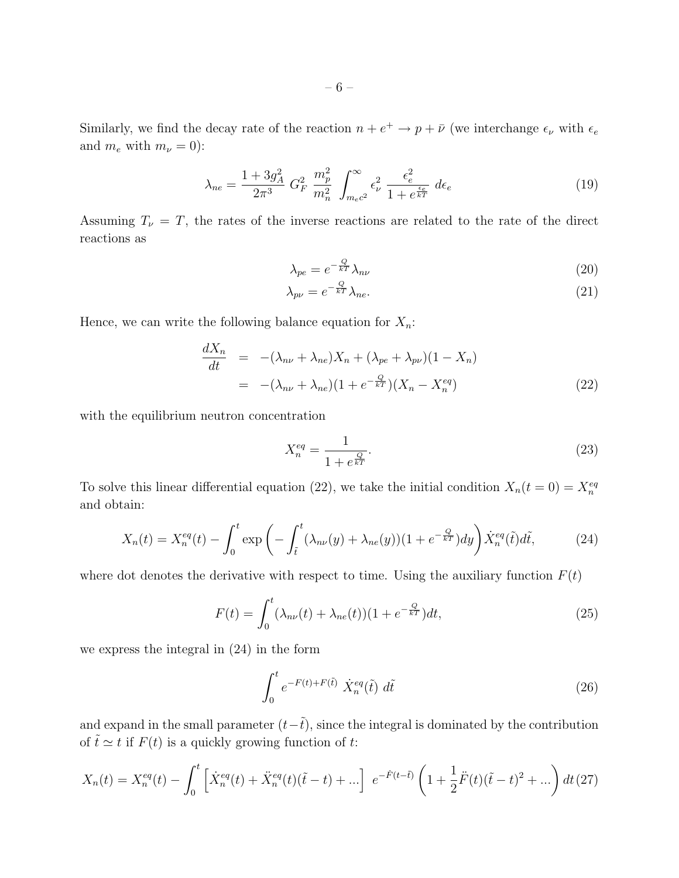Similarly, we find the decay rate of the reaction $n + e^+ \rightarrow p + \bar{\nu}$ (we interchange $\epsilon_\nu$ with $\epsilon_e$ and $m_e$ with $m_\nu = 0$):

$$\lambda_{ne} = \frac{1 + 3g_A^2}{2\pi^3} \; G_F^2 \; \frac{m_p^2}{m_n^2} \; \int_{m_e c^2}^{\infty} \epsilon_\nu^2 \; \frac{\epsilon_e^2}{1 + e^{\frac{\epsilon_e}{kT}}} \; d\epsilon_e \tag{19}$$

Assuming $T_\nu = T$, the rates of the inverse reactions are related to the rate of the direct reactions as

$$\lambda_{pe} = e^{-\frac{Q}{kT}} \lambda_{n\nu} \tag{20}$$

$$\lambda_{p\nu} = e^{-\frac{Q}{kT}} \lambda_{ne}. \tag{21}$$

Hence, we can write the following balance equation for $X_n$:

$$\begin{aligned} \frac{dX_n}{dt} &= -(\lambda_{n\nu} + \lambda_{ne}) X_n + (\lambda_{pe} + \lambda_{p\nu})(1 - X_n) \\ &= -(\lambda_{n\nu} + \lambda_{ne})(1 + e^{-\frac{Q}{kT}})(X_n - X_n^{eq}) \end{aligned} \tag{22}$$

with the equilibrium neutron concentration

$$X_n^{eq} = \frac{1}{1 + e^{\frac{Q}{kT}}}. \tag{23}$$

To solve this linear differential equation (22), we take the initial condition $X_n(t = 0) = X_n^{eq}$ and obtain:

$$X_n(t) = X_n^{eq}(t) - \int_0^t \exp\left( - \int_{\tilde{t}}^t (\lambda_{n\nu}(y) + \lambda_{ne}(y))(1 + e^{-\frac{Q}{kT}}) dy \right) \dot{X}_n^{eq}(\tilde{t}) d\tilde{t}, \tag{24}$$

where dot denotes the derivative with respect to time. Using the auxiliary function $F(t)$

$$F(t) = \int_0^t (\lambda_{n\nu}(t) + \lambda_{ne}(t))(1 + e^{-\frac{Q}{kT}}) dt, \tag{25}$$

we express the integral in (24) in the form

$$\int_0^t e^{-F(t) + F(\tilde{t})} \; \dot{X}_n^{eq}(\tilde{t}) \; d\tilde{t} \tag{26}$$

and expand in the small parameter $(t - \tilde{t})$, since the integral is dominated by the contribution of $\tilde{t} \simeq t$ if $F(t)$ is a quickly growing function of $t$:

$$X_n(t) = X_n^{eq}(t) - \int_0^t \left[ \dot{X}_n^{eq}(t) + \ddot{X}_n^{eq}(t)(\tilde{t} - t) + ... \right] \; e^{-\dot{F}(t - \tilde{t})} \left( 1 + \frac{1}{2} \ddot{F}(t)(\tilde{t} - t)^2 + ... \right) dt \tag{27}$$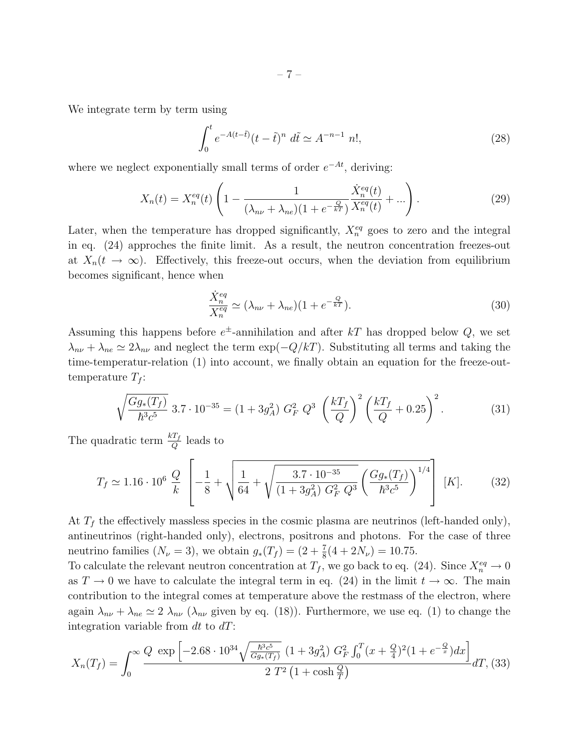We integrate term by term using

$$\int_0^t e^{-A(t-\tilde{t})}(t-\tilde{t})^n \; d\tilde{t} \simeq A^{-n-1} \; n!, \tag{28}$$

where we neglect exponentially small terms of order $e^{-At}$, deriving:

$$X_n(t) = X_n^{eq}(t) \left( 1 - \frac{1}{(\lambda_{n\nu} + \lambda_{ne})(1 + e^{-\frac{Q}{kT}})} \frac{\dot{X}_n^{eq}(t)}{X_n^{eq}(t)} + ... \right). \tag{29}$$

Later, when the temperature has dropped significantly, $X_n^{eq}$ goes to zero and the integral in eq. (24) approches the finite limit. As a result, the neutron concentration freezes-out at $X_n(t \to \infty)$. Effectively, this freeze-out occurs, when the deviation from equilibrium becomes significant, hence when

$$\frac{\dot{X}_n^{eq}}{X_n^{eq}} \simeq (\lambda_{n\nu} + \lambda_{ne})(1 + e^{-\frac{Q}{kT}}). \tag{30}$$

Assuming this happens before $e^{\pm}$-annihilation and after $kT$ has dropped below $Q$, we set $\lambda_{n\nu} + \lambda_{ne} \simeq 2\lambda_{n\nu}$ and neglect the term $\exp(-Q/kT)$. Substituting all terms and taking the time-temperatur-relation (1) into account, we finally obtain an equation for the freeze-out-temperature $T_f$:

$$\sqrt{\frac{G g_*(T_f)}{\hbar^3 c^5}} \; 3.7 \cdot 10^{-35} = (1 + 3g_A^2) \; G_F^2 \; Q^3 \; \left(\frac{kT_f}{Q}\right)^2 \left(\frac{kT_f}{Q} + 0.25\right)^2. \tag{31}$$

The quadratic term $\frac{kT_f}{Q}$ leads to

$$T_f \simeq 1.16 \cdot 10^6 \; \frac{Q}{k} \; \left[ -\frac{1}{8} + \sqrt{\frac{1}{64} + \sqrt{\frac{3.7 \cdot 10^{-35}}{(1 + 3g_A^2) \; G_F^2 \; Q^3}} \left(\frac{G g_*(T_f)}{\hbar^3 c^5}\right)^{1/4}} \right] \; [K]. \tag{32}$$

At $T_f$ the effectively massless species in the cosmic plasma are neutrinos (left-handed only), antineutrinos (right-handed only), electrons, positrons and photons. For the case of three neutrino families ($N_\nu = 3$), we obtain $g_*(T_f) = (2 + \frac{7}{8}(4 + 2N_\nu) = 10.75$.
To calculate the relevant neutron concentration at $T_f$, we go back to eq. (24). Since $X_n^{eq} \to 0$ as $T \to 0$ we have to calculate the integral term in eq. (24) in the limit $t \to \infty$. The main contribution to the integral comes at temperature above the restmass of the electron, where again $\lambda_{n\nu} + \lambda_{ne} \simeq 2 \; \lambda_{n\nu}$ ($\lambda_{n\nu}$ given by eq. (18)). Furthermore, we use eq. (1) to change the integration variable from $dt$ to $dT$:

$$X_n(T_f) = \int_0^\infty \frac{Q \; \exp\left[-2.68 \cdot 10^{34} \sqrt{\frac{\hbar^3 c^5}{G g_*(T_f)}} \; (1 + 3g_A^2) \; G_F^2 \int_0^T (x + \frac{Q}{4})^2 (1 + e^{-\frac{Q}{x}}) dx \right]}{2 \; T^2 \left(1 + \cosh \frac{Q}{T}\right)} dT, \tag{33}$$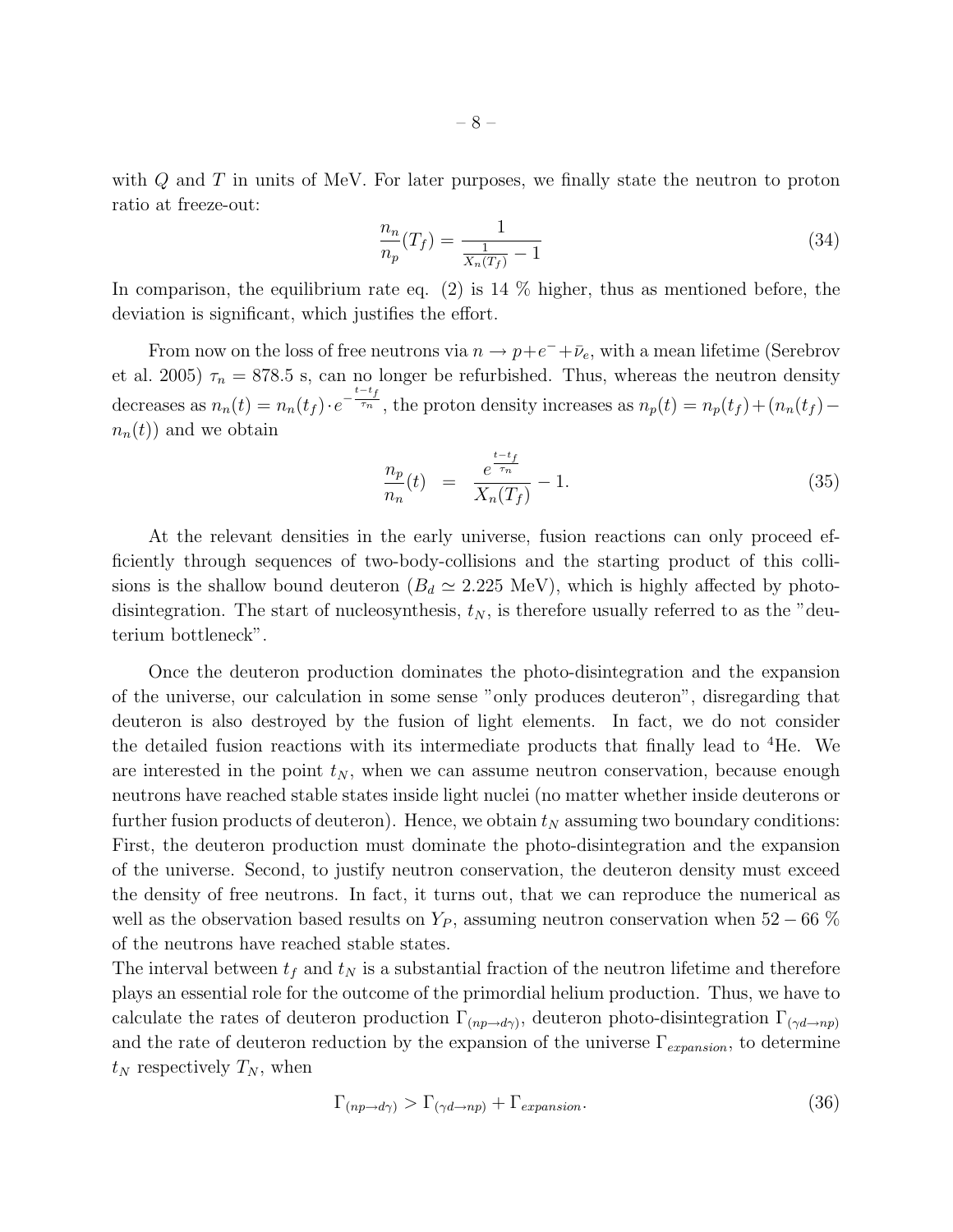with $Q$ and $T$ in units of MeV. For later purposes, we finally state the neutron to proton ratio at freeze-out:

$$\frac{n_n}{n_p}(T_f) = \frac{1}{\frac{1}{X_n(T_f)} - 1} \tag{34}$$

In comparison, the equilibrium rate eq. (2) is 14 % higher, thus as mentioned before, the deviation is significant, which justifies the effort.

From now on the loss of free neutrons via $n \rightarrow p + e^- + \bar{\nu}_e$, with a mean lifetime (Serebrov et al. 2005) $\tau_n = 878.5$ s, can no longer be refurbished. Thus, whereas the neutron density decreases as $n_n(t) = n_n(t_f) \cdot e^{-\frac{t-t_f}{\tau_n}}$, the proton density increases as $n_p(t) = n_p(t_f) + (n_n(t_f) - n_n(t))$ and we obtain

$$\frac{n_p}{n_n}(t) \;\; = \;\; \frac{e^{\frac{t-t_f}{\tau_n}}}{X_n(T_f)} - 1. \tag{35}$$

At the relevant densities in the early universe, fusion reactions can only proceed efficiently through sequences of two-body-collisions and the starting product of this collisions is the shallow bound deuteron ($B_d \simeq 2.225$ MeV), which is highly affected by photo-disintegration. The start of nucleosynthesis, $t_N$, is therefore usually referred to as the "deuterium bottleneck".

Once the deuteron production dominates the photo-disintegration and the expansion of the universe, our calculation in some sense "only produces deuteron", disregarding that deuteron is also destroyed by the fusion of light elements. In fact, we do not consider the detailed fusion reactions with its intermediate products that finally lead to $^4$He. We are interested in the point $t_N$, when we can assume neutron conservation, because enough neutrons have reached stable states inside light nuclei (no matter whether inside deuterons or further fusion products of deuteron). Hence, we obtain $t_N$ assuming two boundary conditions: First, the deuteron production must dominate the photo-disintegration and the expansion of the universe. Second, to justify neutron conservation, the deuteron density must exceed the density of free neutrons. In fact, it turns out, that we can reproduce the numerical as well as the observation based results on $Y_P$, assuming neutron conservation when $52 - 66$ % of the neutrons have reached stable states.
The interval between $t_f$ and $t_N$ is a substantial fraction of the neutron lifetime and therefore plays an essential role for the outcome of the primordial helium production. Thus, we have to calculate the rates of deuteron production $\Gamma_{(np \rightarrow d\gamma)}$, deuteron photo-disintegration $\Gamma_{(\gamma d \rightarrow np)}$ and the rate of deuteron reduction by the expansion of the universe $\Gamma_{expansion}$, to determine $t_N$ respectively $T_N$, when

$$\Gamma_{(np \rightarrow d\gamma)} > \Gamma_{(\gamma d \rightarrow np)} + \Gamma_{expansion}. \tag{36}$$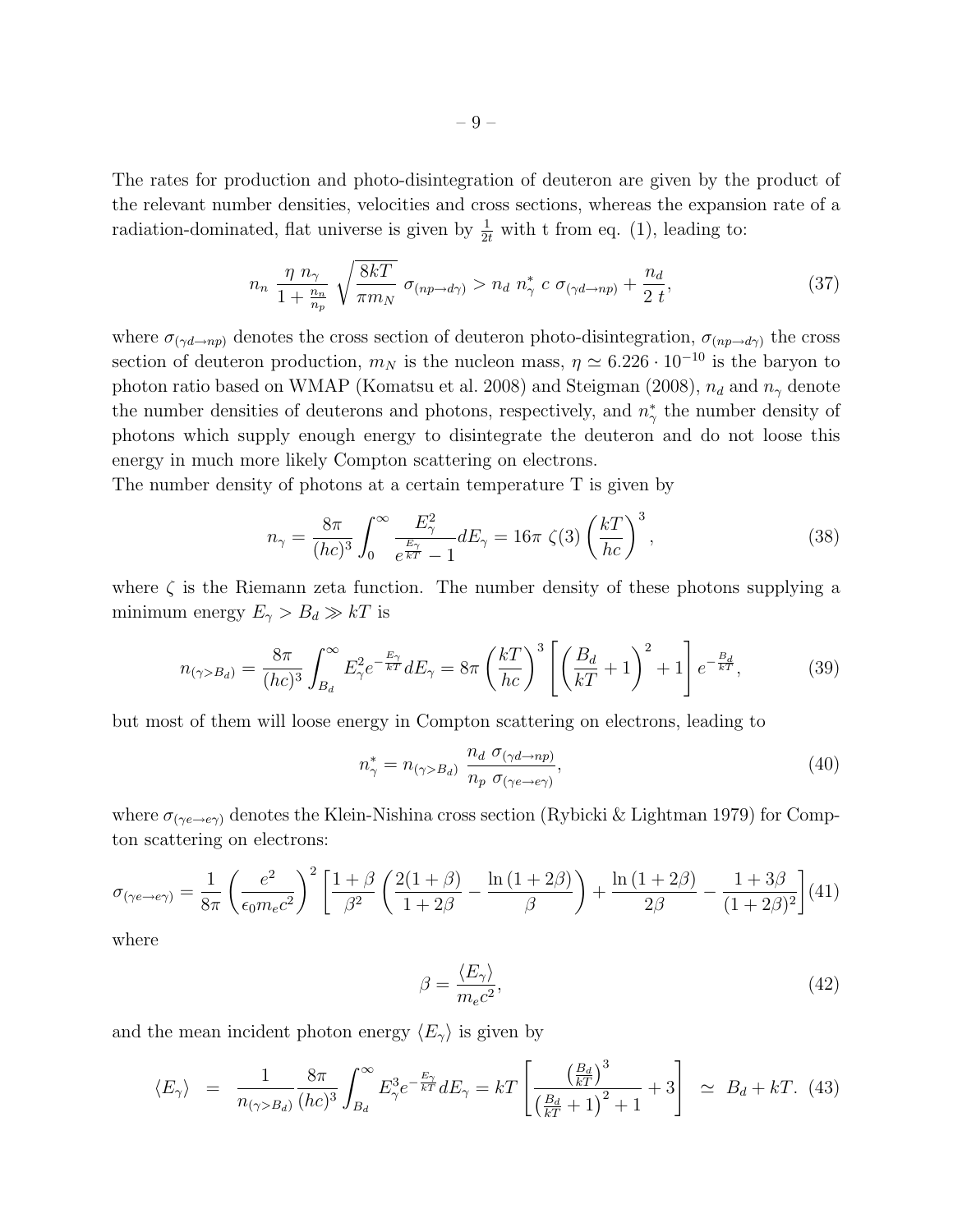The rates for production and photo-disintegration of deuteron are given by the product of the relevant number densities, velocities and cross sections, whereas the expansion rate of a radiation-dominated, flat universe is given by $\frac{1}{2t}$ with t from eq. (1), leading to:

$$n_n \; \frac{\eta \; n_\gamma}{1+\frac{n_n}{n_p}} \; \sqrt{\frac{8kT}{\pi m_N}} \; \sigma_{(np\to d\gamma)} > n_d \; n_\gamma^* \; c \; \sigma_{(\gamma d\to np)} + \frac{n_d}{2\,t}, \tag{37}$$

where $\sigma_{(\gamma d\to np)}$ denotes the cross section of deuteron photo-disintegration, $\sigma_{(np\to d\gamma)}$ the cross section of deuteron production, $m_N$ is the nucleon mass, $\eta \simeq 6.226 \cdot 10^{-10}$ is the baryon to photon ratio based on WMAP (Komatsu et al. 2008) and Steigman (2008), $n_d$ and $n_\gamma$ denote the number densities of deuterons and photons, respectively, and $n_\gamma^*$ the number density of photons which supply enough energy to disintegrate the deuteron and do not loose this energy in much more likely Compton scattering on electrons.

The number density of photons at a certain temperature T is given by

$$n_\gamma = \frac{8\pi}{(hc)^3}\int_0^\infty \frac{E_\gamma^2}{e^{\frac{E_\gamma}{kT}}-1}dE_\gamma = 16\pi\;\zeta(3)\left(\frac{kT}{hc}\right)^3, \tag{38}$$

where $\zeta$ is the Riemann zeta function. The number density of these photons supplying a minimum energy $E_\gamma > B_d \gg kT$ is

$$n_{(\gamma>B_d)} = \frac{8\pi}{(hc)^3}\int_{B_d}^\infty E_\gamma^2 e^{-\frac{E_\gamma}{kT}}dE_\gamma = 8\pi\left(\frac{kT}{hc}\right)^3\left[\left(\frac{B_d}{kT}+1\right)^2+1\right]e^{-\frac{B_d}{kT}}, \tag{39}$$

but most of them will loose energy in Compton scattering on electrons, leading to

$$n_\gamma^* = n_{(\gamma>B_d)}\;\frac{n_d\;\sigma_{(\gamma d\to np)}}{n_p\;\sigma_{(\gamma e\to e\gamma)}}, \tag{40}$$

where $\sigma_{(\gamma e\to e\gamma)}$ denotes the Klein-Nishina cross section (Rybicki & Lightman 1979) for Compton scattering on electrons:

$$\sigma_{(\gamma e\to e\gamma)} = \frac{1}{8\pi}\left(\frac{e^2}{\epsilon_0 m_e c^2}\right)^2\left[\frac{1+\beta}{\beta^2}\left(\frac{2(1+\beta)}{1+2\beta}-\frac{\ln(1+2\beta)}{\beta}\right)+\frac{\ln(1+2\beta)}{2\beta}-\frac{1+3\beta}{(1+2\beta)^2}\right] \tag{41}$$

where

$$\beta = \frac{\langle E_\gamma\rangle}{m_e c^2}, \tag{42}$$

and the mean incident photon energy $\langle E_\gamma\rangle$ is given by

$$\langle E_\gamma\rangle \;=\; \frac{1}{n_{(\gamma>B_d)}}\frac{8\pi}{(hc)^3}\int_{B_d}^\infty E_\gamma^3 e^{-\frac{E_\gamma}{kT}}dE_\gamma = kT\left[\frac{\left(\frac{B_d}{kT}\right)^3}{\left(\frac{B_d}{kT}+1\right)^2+1}+3\right] \;\simeq\; B_d + kT. \tag{43}$$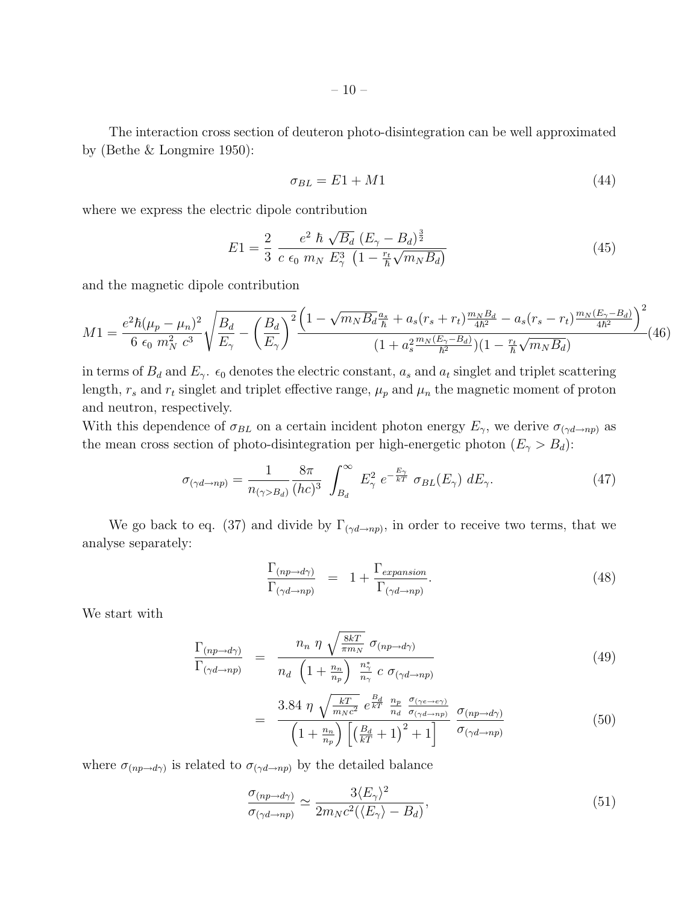The interaction cross section of deuteron photo-disintegration can be well approximated by (Bethe & Longmire 1950):

$$\sigma_{BL} = E1 + M1 \tag{44}$$

where we express the electric dipole contribution

$$E1 = \frac{2}{3} \; \frac{e^2 \; \hbar \; \sqrt{B_d} \; (E_\gamma - B_d)^{\frac{3}{2}}}{c \; \epsilon_0 \; m_N \; E_\gamma^3 \; \left(1 - \frac{r_t}{\hbar}\sqrt{m_N B_d}\right)} \tag{45}$$

and the magnetic dipole contribution

$$M1 = \frac{e^2 \hbar (\mu_p - \mu_n)^2}{6 \; \epsilon_0 \; m_N^2 \; c^3} \sqrt{\frac{B_d}{E_\gamma} - \left(\frac{B_d}{E_\gamma}\right)^2} \frac{\left(1 - \sqrt{m_N B_d}\frac{a_s}{\hbar} + a_s(r_s + r_t)\frac{m_N B_d}{4\hbar^2} - a_s(r_s - r_t)\frac{m_N(E_\gamma - B_d)}{4\hbar^2}\right)^2}{(1 + a_s^2 \frac{m_N(E_\gamma - B_d)}{\hbar^2})(1 - \frac{r_t}{\hbar}\sqrt{m_N B_d})} \tag{46}$$

in terms of $B_d$ and $E_\gamma$. $\epsilon_0$ denotes the electric constant, $a_s$ and $a_t$ singlet and triplet scattering length, $r_s$ and $r_t$ singlet and triplet effective range, $\mu_p$ and $\mu_n$ the magnetic moment of proton and neutron, respectively.
With this dependence of $\sigma_{BL}$ on a certain incident photon energy $E_\gamma$, we derive $\sigma_{(\gamma d \to np)}$ as the mean cross section of photo-disintegration per high-energetic photon ($E_\gamma > B_d$):

$$\sigma_{(\gamma d \to np)} = \frac{1}{n_{(\gamma > B_d)}} \frac{8\pi}{(hc)^3} \int_{B_d}^{\infty} E_\gamma^2 \; e^{-\frac{E_\gamma}{kT}} \; \sigma_{BL}(E_\gamma) \; dE_\gamma. \tag{47}$$

We go back to eq. (37) and divide by $\Gamma_{(\gamma d \to np)}$, in order to receive two terms, that we analyse separately:

$$\frac{\Gamma_{(np \to d\gamma)}}{\Gamma_{(\gamma d \to np)}} = 1 + \frac{\Gamma_{expansion}}{\Gamma_{(\gamma d \to np)}}. \tag{48}$$

We start with

$$\frac{\Gamma_{(np \to d\gamma)}}{\Gamma_{(\gamma d \to np)}} = \frac{n_n \; \eta \; \sqrt{\frac{8kT}{\pi m_N}} \; \sigma_{(np \to d\gamma)}}{n_d \; \left(1 + \frac{n_n}{n_p}\right) \; \frac{n_\gamma^*}{n_\gamma} \; c \; \sigma_{(\gamma d \to np)}} \tag{49}$$

$$= \frac{3.84 \; \eta \; \sqrt{\frac{kT}{m_N c^2}} \; e^{\frac{B_d}{kT}} \; \frac{n_p}{n_d} \; \frac{\sigma_{(\gamma e \to e\gamma)}}{\sigma_{(\gamma d \to np)}}}{\left(1 + \frac{n_n}{n_p}\right) \left[\left(\frac{B_d}{kT} + 1\right)^2 + 1\right]} \; \frac{\sigma_{(np \to d\gamma)}}{\sigma_{(\gamma d \to np)}} \tag{50}$$

where $\sigma_{(np \to d\gamma)}$ is related to $\sigma_{(\gamma d \to np)}$ by the detailed balance

$$\frac{\sigma_{(np \to d\gamma)}}{\sigma_{(\gamma d \to np)}} \simeq \frac{3\langle E_\gamma \rangle^2}{2 m_N c^2 (\langle E_\gamma \rangle - B_d)}, \tag{51}$$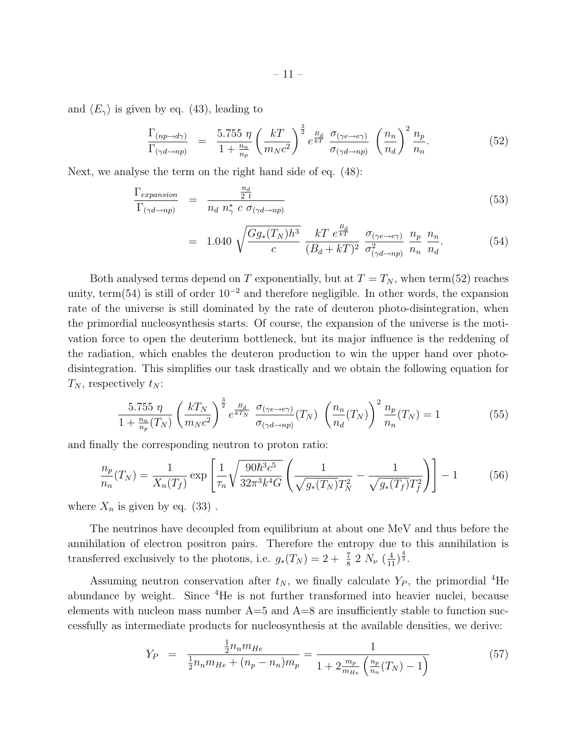and $\langle E_\gamma \rangle$ is given by eq. (43), leading to

$$\frac{\Gamma_{(np \to d\gamma)}}{\Gamma_{(\gamma d \to np)}} = \frac{5.755\ \eta}{1 + \frac{n_n}{n_p}} \left( \frac{kT}{m_N c^2} \right)^{\frac{3}{2}} e^{\frac{B_d}{kT}}\ \frac{\sigma_{(\gamma e \to e\gamma)}}{\sigma_{(\gamma d \to np)}}\ \left( \frac{n_n}{n_d} \right)^2 \frac{n_p}{n_n}. \tag{52}$$

Next, we analyse the term on the right hand side of eq. (48):

$$\frac{\Gamma_{expansion}}{\Gamma_{(\gamma d \to np)}} = \frac{\frac{n_d}{2\ t}}{n_d\ n_\gamma^*\ c\ \sigma_{(\gamma d \to np)}} \tag{53}$$

$$= 1.040 \sqrt{\frac{G g_*(T_N) h^3}{c}}\ \frac{kT\ e^{\frac{B_d}{kT}}}{(B_d + kT)^2}\ \frac{\sigma_{(\gamma e \to e\gamma)}}{\sigma^2_{(\gamma d \to np)}}\ \frac{n_p}{n_n}\ \frac{n_n}{n_d}. \tag{54}$$

Both analysed terms depend on $T$ exponentially, but at $T = T_N$, when term(52) reaches unity, term(54) is still of order $10^{-2}$ and therefore negligible. In other words, the expansion rate of the universe is still dominated by the rate of deuteron photo-disintegration, when the primordial nucleosynthesis starts. Of course, the expansion of the universe is the motivation force to open the deuterium bottleneck, but its major influence is the reddening of the radiation, which enables the deuteron production to win the upper hand over photo-disintegration. This simplifies our task drastically and we obtain the following equation for $T_N$, respectively $t_N$:

$$\frac{5.755\ \eta}{1 + \frac{n_n}{n_p}(T_N)} \left( \frac{kT_N}{m_N c^2} \right)^{\frac{3}{2}} e^{\frac{B_d}{kT_N}}\ \frac{\sigma_{(\gamma e \to e\gamma)}}{\sigma_{(\gamma d \to np)}}(T_N)\ \left( \frac{n_n}{n_d}(T_N) \right)^2 \frac{n_p}{n_n}(T_N) = 1 \tag{55}$$

and finally the corresponding neutron to proton ratio:

$$\frac{n_p}{n_n}(T_N) = \frac{1}{X_n(T_f)} \exp\left[ \frac{1}{\tau_n} \sqrt{\frac{90 \hbar^3 c^5}{32 \pi^3 k^4 G}} \left( \frac{1}{\sqrt{g_*(T_N)} T_N^2} - \frac{1}{\sqrt{g_*(T_f)} T_f^2} \right) \right] - 1 \tag{56}$$

where $X_n$ is given by eq. (33) .

The neutrinos have decoupled from equilibrium at about one MeV and thus before the annihilation of electron positron pairs. Therefore the entropy due to this annihilation is transferred exclusively to the photons, i.e. $g_*(T_N) = 2 + \frac{7}{8}\ 2\ N_\nu\ (\frac{4}{11})^{\frac{4}{3}}$.

Assuming neutron conservation after $t_N$, we finally calculate $Y_P$, the primordial $^4$He abundance by weight. Since $^4$He is not further transformed into heavier nuclei, because elements with nucleon mass number A=5 and A=8 are insufficiently stable to function successfully as intermediate products for nucleosynthesis at the available densities, we derive:

$$Y_P = \frac{\frac{1}{2} n_n m_{He}}{\frac{1}{2} n_n m_{He} + (n_p - n_n) m_p} = \frac{1}{1 + 2 \frac{m_p}{m_{He}} \left( \frac{n_p}{n_n}(T_N) - 1 \right)} \tag{57}$$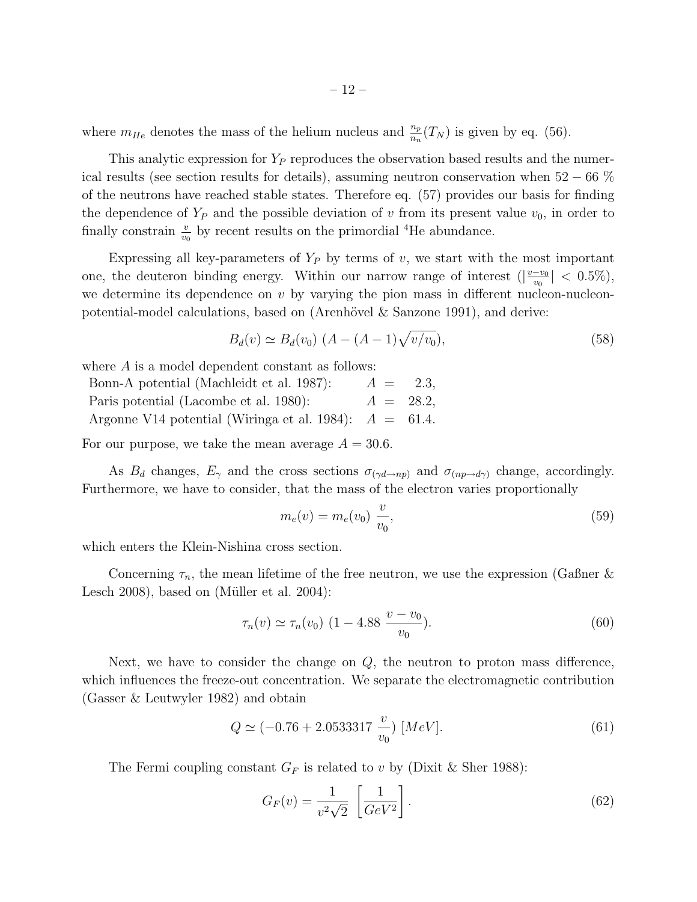where $m_{He}$ denotes the mass of the helium nucleus and $\frac{n_p}{n_n}(T_N)$ is given by eq. (56).

This analytic expression for $Y_P$ reproduces the observation based results and the numerical results (see section results for details), assuming neutron conservation when $52 - 66$ % of the neutrons have reached stable states. Therefore eq. (57) provides our basis for finding the dependence of $Y_P$ and the possible deviation of $v$ from its present value $v_0$, in order to finally constrain $\frac{v}{v_0}$ by recent results on the primordial $^4$He abundance.

Expressing all key-parameters of $Y_P$ by terms of $v$, we start with the most important one, the deuteron binding energy. Within our narrow range of interest ($|\frac{v-v_0}{v_0}| < 0.5\%$), we determine its dependence on $v$ by varying the pion mass in different nucleon-nucleon-potential-model calculations, based on (Arenhövel & Sanzone 1991), and derive:

$$B_d(v) \simeq B_d(v_0)\ (A - (A-1)\sqrt{v/v_0}), \tag{58}$$

where $A$ is a model dependent constant as follows:

| | |
|---|---|
| Bonn-A potential (Machleidt et al. 1987): | $A = 2.3$, |
| Paris potential (Lacombe et al. 1980): | $A = 28.2$, |
| Argonne V14 potential (Wiringa et al. 1984): | $A = 61.4$. |

For our purpose, we take the mean average $A = 30.6$.

As $B_d$ changes, $E_\gamma$ and the cross sections $\sigma_{(\gamma d \to np)}$ and $\sigma_{(np \to d\gamma)}$ change, accordingly. Furthermore, we have to consider, that the mass of the electron varies proportionally

$$m_e(v) = m_e(v_0)\ \frac{v}{v_0}, \tag{59}$$

which enters the Klein-Nishina cross section.

Concerning $\tau_n$, the mean lifetime of the free neutron, we use the expression (Gaßner & Lesch 2008), based on (Müller et al. 2004):

$$\tau_n(v) \simeq \tau_n(v_0)\ (1 - 4.88\ \frac{v - v_0}{v_0}). \tag{60}$$

Next, we have to consider the change on $Q$, the neutron to proton mass difference, which influences the freeze-out concentration. We separate the electromagnetic contribution (Gasser & Leutwyler 1982) and obtain

$$Q \simeq (-0.76 + 2.0533317\ \frac{v}{v_0})\ [MeV]. \tag{61}$$

The Fermi coupling constant $G_F$ is related to $v$ by (Dixit & Sher 1988):

$$G_F(v) = \frac{1}{v^2\sqrt{2}}\ \left[\frac{1}{GeV^2}\right]. \tag{62}$$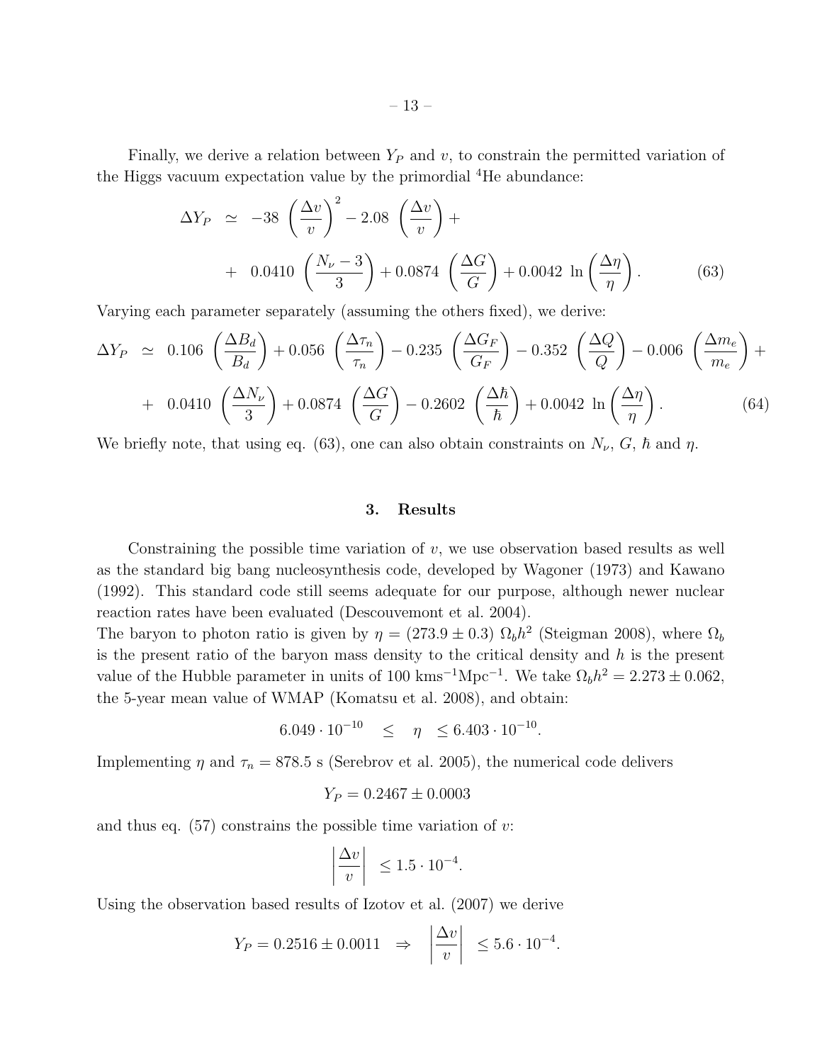Finally, we derive a relation between $Y_P$ and $v$, to constrain the permitted variation of the Higgs vacuum expectation value by the primordial $^4$He abundance:

$$
\begin{aligned}
\Delta Y_P \;\; &\simeq \;\; -38 \left(\frac{\Delta v}{v}\right)^2 - 2.08 \left(\frac{\Delta v}{v}\right) + \\
&+ \;\; 0.0410 \left(\frac{N_\nu - 3}{3}\right) + 0.0874 \left(\frac{\Delta G}{G}\right) + 0.0042 \,\ln\left(\frac{\Delta \eta}{\eta}\right). \qquad (63)
\end{aligned}
$$

Varying each parameter separately (assuming the others fixed), we derive:

$$
\begin{aligned}
\Delta Y_P \;\; &\simeq \;\; 0.106 \left(\frac{\Delta B_d}{B_d}\right) + 0.056 \left(\frac{\Delta \tau_n}{\tau_n}\right) - 0.235 \left(\frac{\Delta G_F}{G_F}\right) - 0.352 \left(\frac{\Delta Q}{Q}\right) - 0.006 \left(\frac{\Delta m_e}{m_e}\right) + \\
&+ \;\; 0.0410 \left(\frac{\Delta N_\nu}{3}\right) + 0.0874 \left(\frac{\Delta G}{G}\right) - 0.2602 \left(\frac{\Delta \hbar}{\hbar}\right) + 0.0042 \,\ln\left(\frac{\Delta \eta}{\eta}\right). \qquad (64)
\end{aligned}
$$

We briefly note, that using eq. (63), one can also obtain constraints on $N_\nu$, $G$, $\hbar$ and $\eta$.

## 3. Results

Constraining the possible time variation of $v$, we use observation based results as well as the standard big bang nucleosynthesis code, developed by Wagoner (1973) and Kawano (1992). This standard code still seems adequate for our purpose, although newer nuclear reaction rates have been evaluated (Descouvemont et al. 2004).

The baryon to photon ratio is given by $\eta = (273.9 \pm 0.3)\ \Omega_b h^2$ (Steigman 2008), where $\Omega_b$ is the present ratio of the baryon mass density to the critical density and $h$ is the present value of the Hubble parameter in units of 100 $\mathrm{kms^{-1}Mpc^{-1}}$. We take $\Omega_b h^2 = 2.273 \pm 0.062$, the 5-year mean value of WMAP (Komatsu et al. 2008), and obtain:

$$
6.049 \cdot 10^{-10} \quad \leq \quad \eta \quad \leq 6.403 \cdot 10^{-10}.
$$

Implementing $\eta$ and $\tau_n = 878.5$ s (Serebrov et al. 2005), the numerical code delivers

$$
Y_P = 0.2467 \pm 0.0003
$$

and thus eq. (57) constrains the possible time variation of $v$:

$$
\left|\frac{\Delta v}{v}\right| \;\; \leq 1.5 \cdot 10^{-4}.
$$

Using the observation based results of Izotov et al. (2007) we derive

$$
Y_P = 0.2516 \pm 0.0011 \quad \Rightarrow \quad \left|\frac{\Delta v}{v}\right| \;\; \leq 5.6 \cdot 10^{-4}.
$$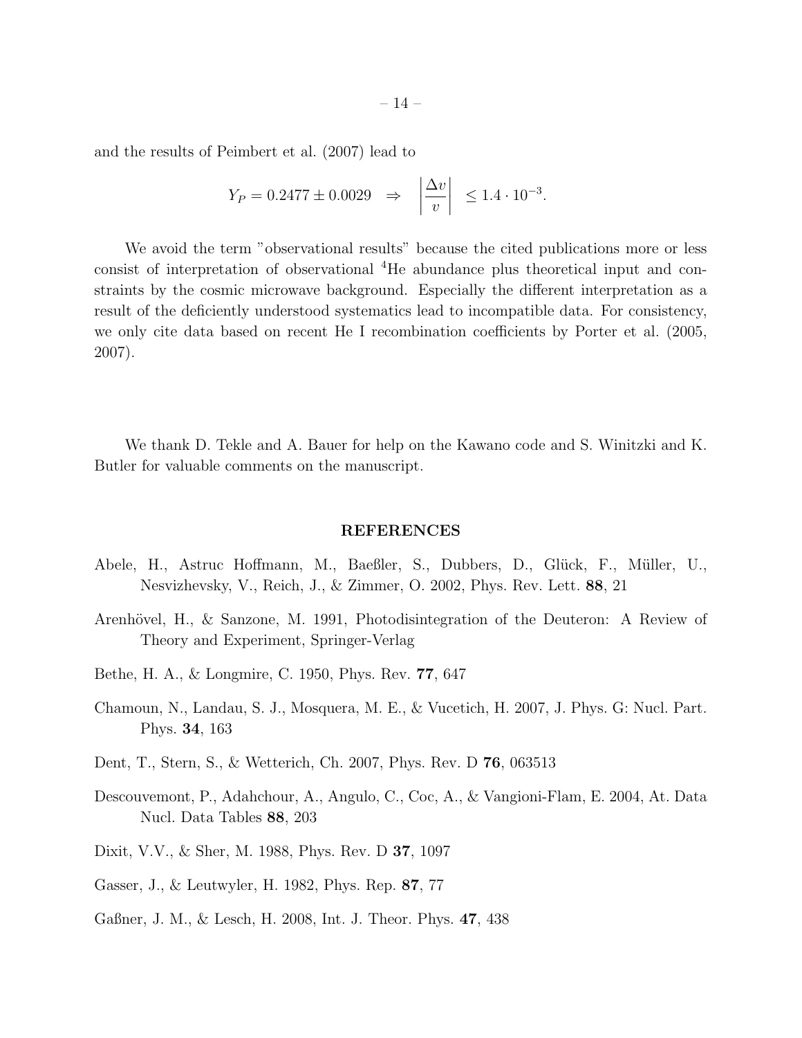and the results of Peimbert et al. (2007) lead to

$$Y_P = 0.2477 \pm 0.0029 \quad \Rightarrow \quad \left|\frac{\Delta v}{v}\right| \leq 1.4 \cdot 10^{-3}.$$

We avoid the term "observational results" because the cited publications more or less consist of interpretation of observational $^4$He abundance plus theoretical input and constraints by the cosmic microwave background. Especially the different interpretation as a result of the deficiently understood systematics lead to incompatible data. For consistency, we only cite data based on recent He I recombination coefficients by Porter et al. (2005, 2007).

We thank D. Tekle and A. Bauer for help on the Kawano code and S. Winitzki and K. Butler for valuable comments on the manuscript.

## REFERENCES

Abele, H., Astruc Hoffmann, M., Baeßler, S., Dubbers, D., Glück, F., Müller, U., Nesvizhevsky, V., Reich, J., & Zimmer, O. 2002, Phys. Rev. Lett. **88**, 21

Arenhövel, H., & Sanzone, M. 1991, Photodisintegration of the Deuteron: A Review of Theory and Experiment, Springer-Verlag

Bethe, H. A., & Longmire, C. 1950, Phys. Rev. **77**, 647

Chamoun, N., Landau, S. J., Mosquera, M. E., & Vucetich, H. 2007, J. Phys. G: Nucl. Part. Phys. **34**, 163

Dent, T., Stern, S., & Wetterich, Ch. 2007, Phys. Rev. D **76**, 063513

Descouvemont, P., Adahchour, A., Angulo, C., Coc, A., & Vangioni-Flam, E. 2004, At. Data Nucl. Data Tables **88**, 203

Dixit, V.V., & Sher, M. 1988, Phys. Rev. D **37**, 1097

Gasser, J., & Leutwyler, H. 1982, Phys. Rep. **87**, 77

Gaßner, J. M., & Lesch, H. 2008, Int. J. Theor. Phys. **47**, 438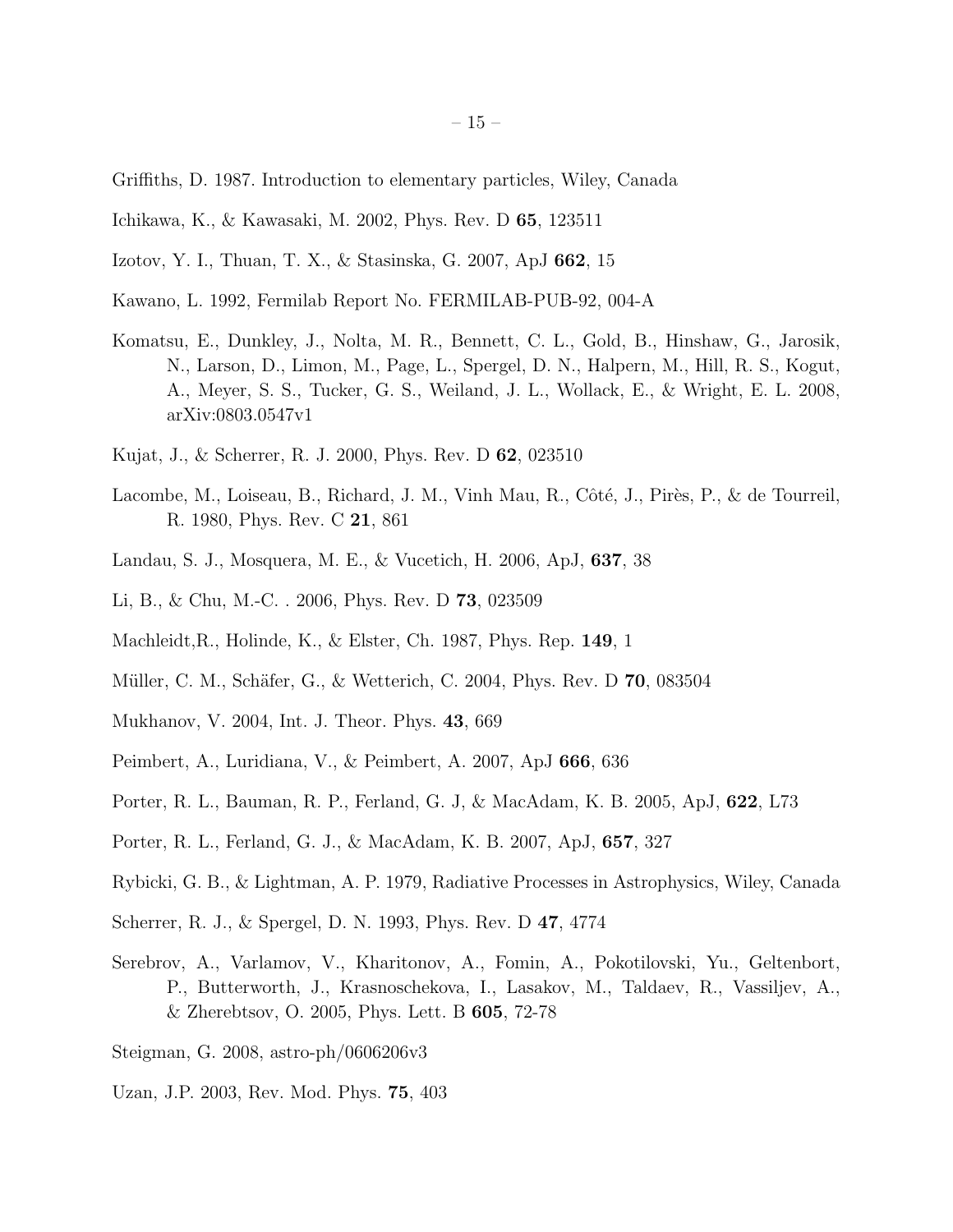Griffiths, D. 1987. Introduction to elementary particles, Wiley, Canada

Ichikawa, K., & Kawasaki, M. 2002, Phys. Rev. D **65**, 123511

Izotov, Y. I., Thuan, T. X., & Stasinska, G. 2007, ApJ **662**, 15

Kawano, L. 1992, Fermilab Report No. FERMILAB-PUB-92, 004-A

Komatsu, E., Dunkley, J., Nolta, M. R., Bennett, C. L., Gold, B., Hinshaw, G., Jarosik, N., Larson, D., Limon, M., Page, L., Spergel, D. N., Halpern, M., Hill, R. S., Kogut, A., Meyer, S. S., Tucker, G. S., Weiland, J. L., Wollack, E., & Wright, E. L. 2008, arXiv:0803.0547v1

Kujat, J., & Scherrer, R. J. 2000, Phys. Rev. D **62**, 023510

Lacombe, M., Loiseau, B., Richard, J. M., Vinh Mau, R., Côté, J., Pirès, P., & de Tourreil, R. 1980, Phys. Rev. C **21**, 861

Landau, S. J., Mosquera, M. E., & Vucetich, H. 2006, ApJ, **637**, 38

Li, B., & Chu, M.-C. . 2006, Phys. Rev. D **73**, 023509

Machleidt,R., Holinde, K., & Elster, Ch. 1987, Phys. Rep. **149**, 1

Müller, C. M., Schäfer, G., & Wetterich, C. 2004, Phys. Rev. D **70**, 083504

Mukhanov, V. 2004, Int. J. Theor. Phys. **43**, 669

Peimbert, A., Luridiana, V., & Peimbert, A. 2007, ApJ **666**, 636

Porter, R. L., Bauman, R. P., Ferland, G. J, & MacAdam, K. B. 2005, ApJ, **622**, L73

Porter, R. L., Ferland, G. J., & MacAdam, K. B. 2007, ApJ, **657**, 327

Rybicki, G. B., & Lightman, A. P. 1979, Radiative Processes in Astrophysics, Wiley, Canada

Scherrer, R. J., & Spergel, D. N. 1993, Phys. Rev. D **47**, 4774

Serebrov, A., Varlamov, V., Kharitonov, A., Fomin, A., Pokotilovski, Yu., Geltenbort, P., Butterworth, J., Krasnoschekova, I., Lasakov, M., Taldaev, R., Vassiljev, A., & Zherebtsov, O. 2005, Phys. Lett. B **605**, 72-78

Steigman, G. 2008, astro-ph/0606206v3

Uzan, J.P. 2003, Rev. Mod. Phys. **75**, 403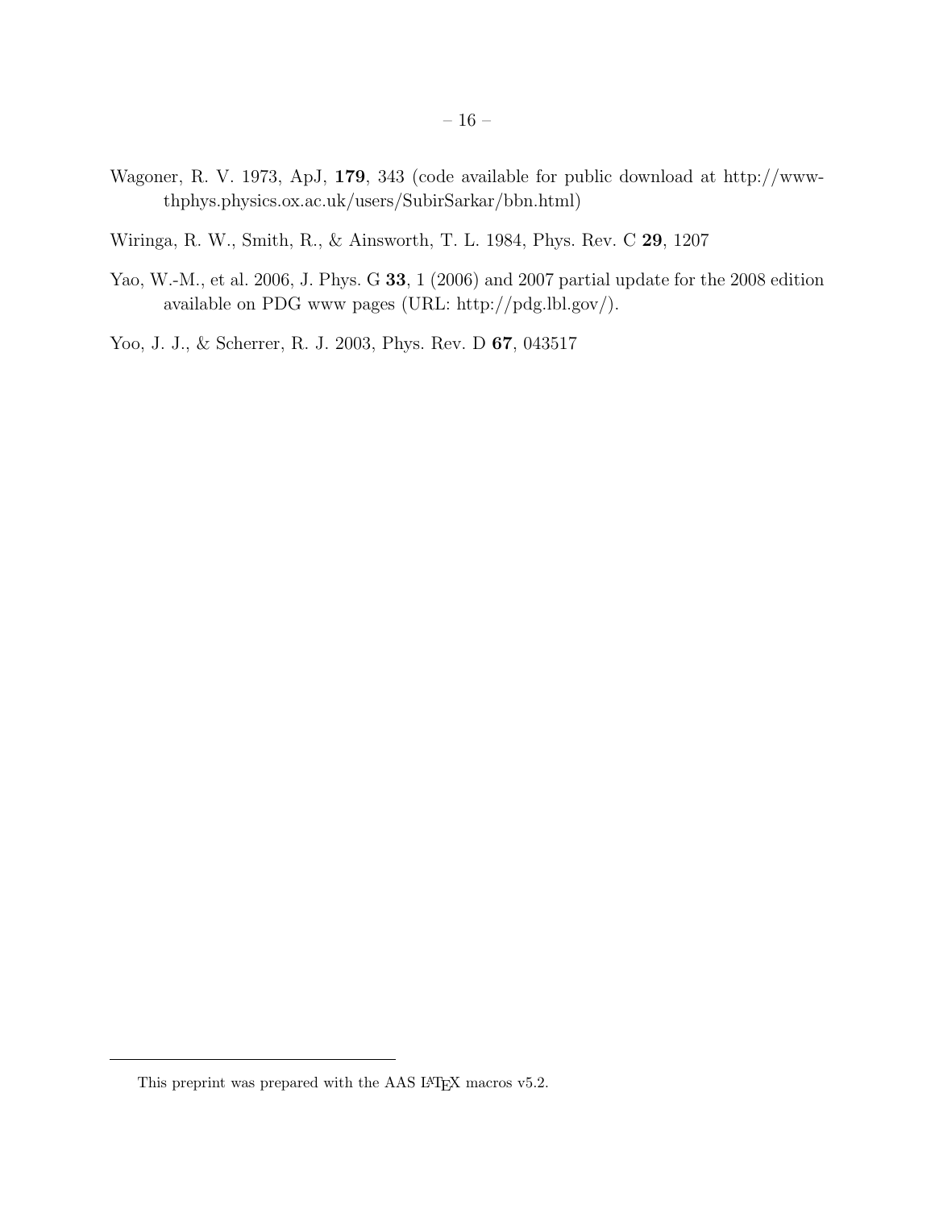Wagoner, R. V. 1973, ApJ, **179**, 343 (code available for public download at http://www-thphys.physics.ox.ac.uk/users/SubirSarkar/bbn.html)

Wiringa, R. W., Smith, R., & Ainsworth, T. L. 1984, Phys. Rev. C **29**, 1207

Yao, W.-M., et al. 2006, J. Phys. G **33**, 1 (2006) and 2007 partial update for the 2008 edition available on PDG www pages (URL: http://pdg.lbl.gov/).

Yoo, J. J., & Scherrer, R. J. 2003, Phys. Rev. D **67**, 043517

This preprint was prepared with the AAS LATEX macros v5.2.